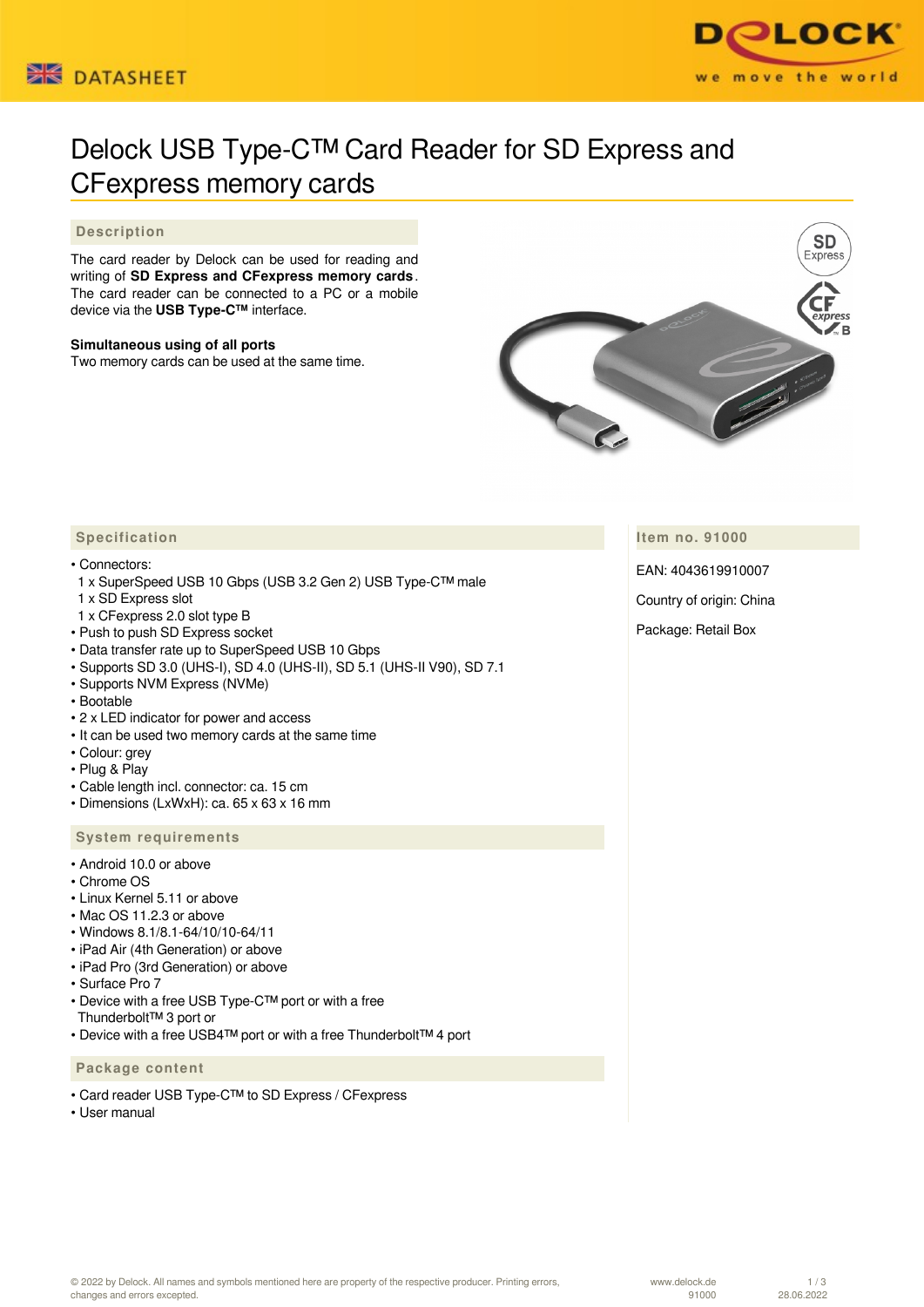# Delock USB Type-C™ Card Reader for SD Express and CFexpress memory cards

## Description

The card reader by Delock can be used for reading and writing of **SD Express and CFexpress memory cards**. The card reader can be connected to a PC or a mobile device via the **USB Type-C™** interface.

**Simultaneous using of all ports**
Two memory cards can be used at the same time.

## Specification

- Connectors:
  1 x SuperSpeed USB 10 Gbps (USB 3.2 Gen 2) USB Type-C™ male
  1 x SD Express slot
  1 x CFexpress 2.0 slot type B
- Push to push SD Express socket
- Data transfer rate up to SuperSpeed USB 10 Gbps
- Supports SD 3.0 (UHS-I), SD 4.0 (UHS-II), SD 5.1 (UHS-II V90), SD 7.1
- Supports NVM Express (NVMe)
- Bootable
- 2 x LED indicator for power and access
- It can be used two memory cards at the same time
- Colour: grey
- Plug & Play
- Cable length incl. connector: ca. 15 cm
- Dimensions (LxWxH): ca. 65 x 63 x 16 mm

## System requirements

- Android 10.0 or above
- Chrome OS
- Linux Kernel 5.11 or above
- Mac OS 11.2.3 or above
- Windows 8.1/8.1-64/10/10-64/11
- iPad Air (4th Generation) or above
- iPad Pro (3rd Generation) or above
- Surface Pro 7
- Device with a free USB Type-C™ port or with a free Thunderbolt™ 3 port or
- Device with a free USB4™ port or with a free Thunderbolt™ 4 port

## Package content

- Card reader USB Type-C™ to SD Express / CFexpress
- User manual

## Item no. 91000

EAN: 4043619910007

Country of origin: China

Package: Retail Box

© 2022 by Delock. All names and symbols mentioned here are property of the respective producer. Printing errors, changes and errors excepted.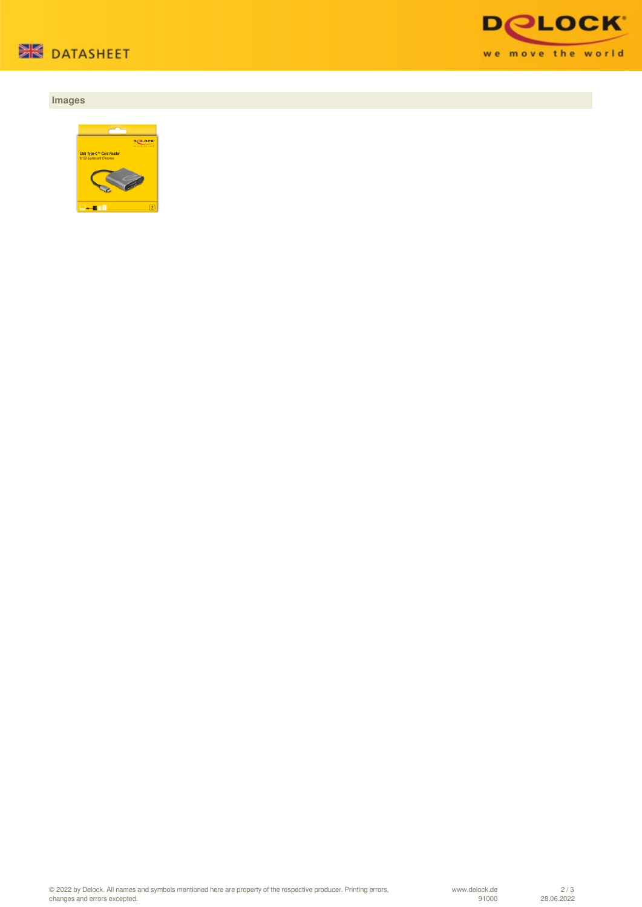## Images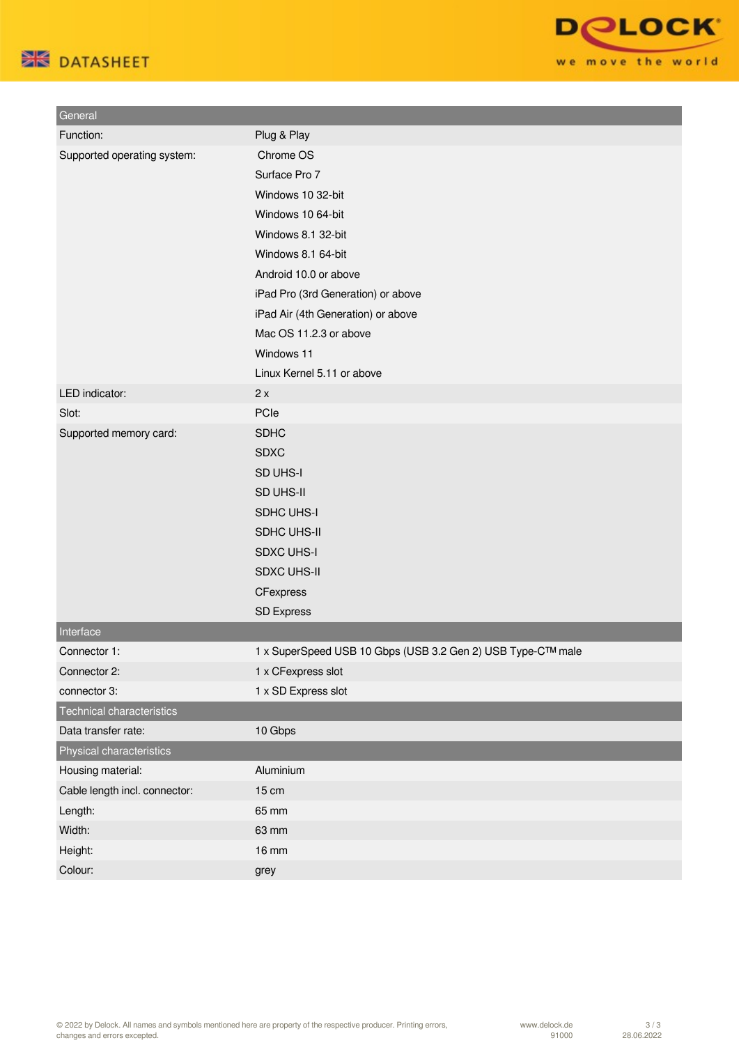| | |
|---|---|
| **General** | |
| Function: | Plug & Play |
| Supported operating system: | Chrome OS<br>Surface Pro 7<br>Windows 10 32-bit<br>Windows 10 64-bit<br>Windows 8.1 32-bit<br>Windows 8.1 64-bit<br>Android 10.0 or above<br>iPad Pro (3rd Generation) or above<br>iPad Air (4th Generation) or above<br>Mac OS 11.2.3 or above<br>Windows 11<br>Linux Kernel 5.11 or above |
| LED indicator: | 2 x |
| Slot: | PCIe |
| Supported memory card: | SDHC<br>SDXC<br>SD UHS-I<br>SD UHS-II<br>SDHC UHS-I<br>SDHC UHS-II<br>SDXC UHS-I<br>SDXC UHS-II<br>CFexpress<br>SD Express |
| **Interface** | |
| Connector 1: | 1 x SuperSpeed USB 10 Gbps (USB 3.2 Gen 2) USB Type-C™ male |
| Connector 2: | 1 x CFexpress slot |
| connector 3: | 1 x SD Express slot |
| **Technical characteristics** | |
| Data transfer rate: | 10 Gbps |
| **Physical characteristics** | |
| Housing material: | Aluminium |
| Cable length incl. connector: | 15 cm |
| Length: | 65 mm |
| Width: | 63 mm |
| Height: | 16 mm |
| Colour: | grey |

© 2022 by Delock. All names and symbols mentioned here are property of the respective producer. Printing errors, changes and errors excepted.

www.delock.de
91000
28.06.2022